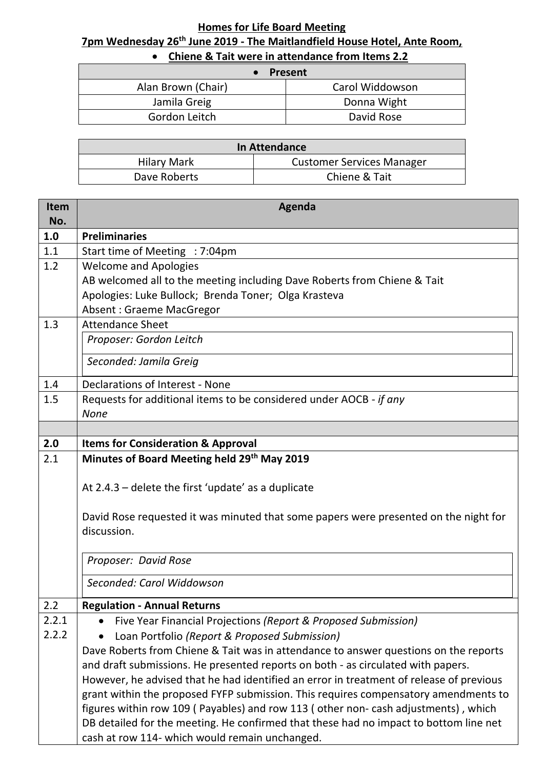**Homes for Life Board Meeting**

**7pm Wednesday 26th June 2019 - The Maitlandfield House Hotel, Ante Room,**

- **Chiene & Tait were in attendance from Items 2.2**

| • Present | |
|---|---|
| Alan Brown (Chair) | Carol Widdowson |
| Jamila Greig | Donna Wight |
| Gordon Leitch | David Rose |

| In Attendance | |
|---|---|
| Hilary Mark | Customer Services Manager |
| Dave Roberts | Chiene & Tait |

| Item No. | Agenda |
|---|---|
| **1.0** | **Preliminaries** |
| 1.1 | Start time of Meeting : 7:04pm |
| 1.2 | Welcome and Apologies<br>AB welcomed all to the meeting including Dave Roberts from Chiene & Tait<br>Apologies: Luke Bullock; Brenda Toner; Olga Krasteva<br>Absent : Graeme MacGregor |
| 1.3 | Attendance Sheet<br>*Proposer: Gordon Leitch*<br>*Seconded: Jamila Greig* |
| 1.4 | Declarations of Interest - None |
| 1.5 | Requests for additional items to be considered under AOCB - *if any*<br>*None* |
| | |
| **2.0** | **Items for Consideration & Approval** |
| 2.1 | **Minutes of Board Meeting held 29th May 2019**<br><br>At 2.4.3 – delete the first 'update' as a duplicate<br><br>David Rose requested it was minuted that some papers were presented on the night for discussion.<br><br>*Proposer: David Rose*<br>*Seconded: Carol Widdowson* |
| 2.2 | **Regulation - Annual Returns** |
| 2.2.1<br>2.2.2 | • Five Year Financial Projections *(Report & Proposed Submission)*<br>• Loan Portfolio *(Report & Proposed Submission)*<br>Dave Roberts from Chiene & Tait was in attendance to answer questions on the reports and draft submissions. He presented reports on both - as circulated with papers. However, he advised that he had identified an error in treatment of release of previous grant within the proposed FYFP submission. This requires compensatory amendments to figures within row 109 ( Payables) and row 113 ( other non- cash adjustments) , which DB detailed for the meeting. He confirmed that these had no impact to bottom line net cash at row 114- which would remain unchanged. |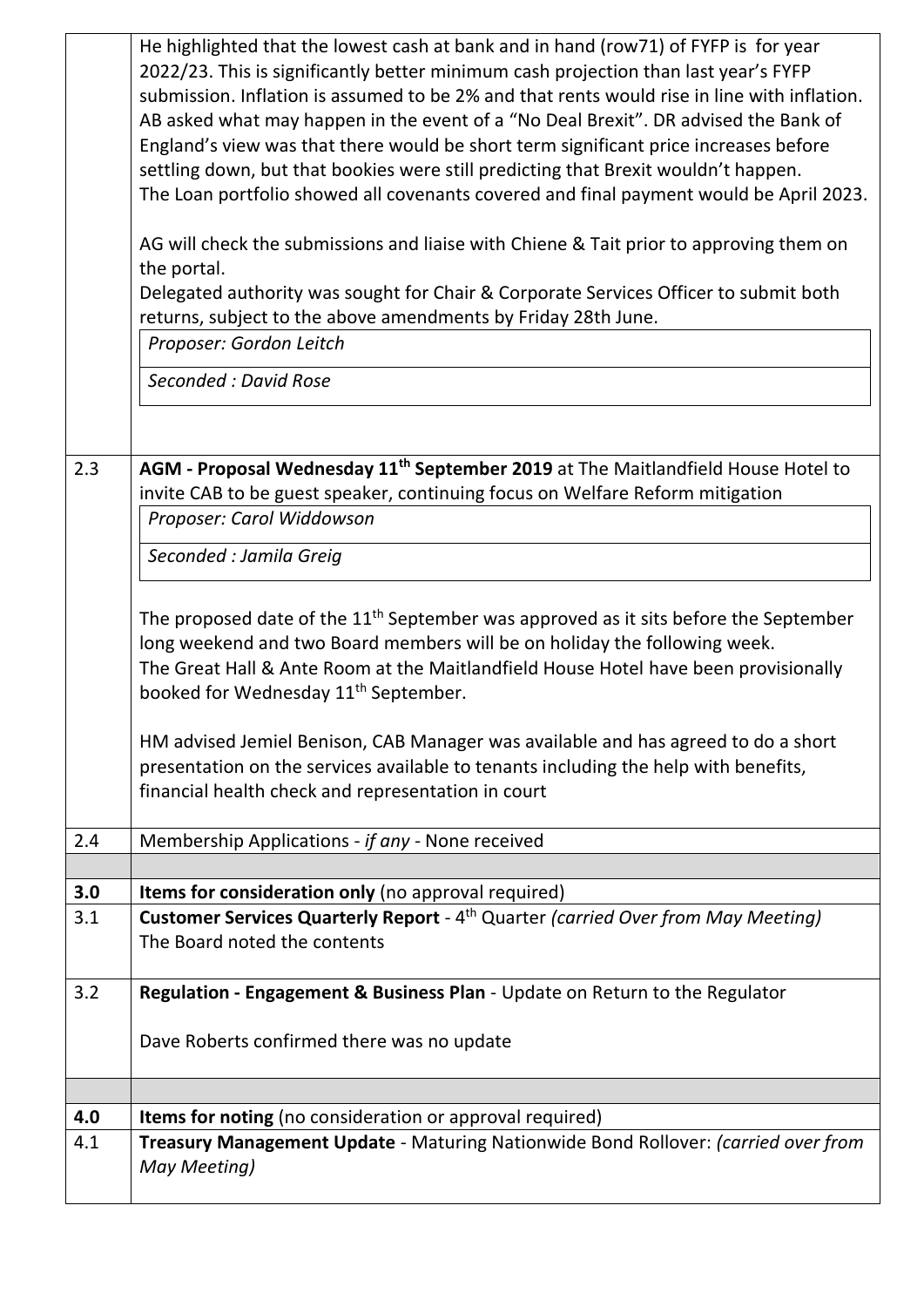| | |
|---|---|
| | He highlighted that the lowest cash at bank and in hand (row71) of FYFP is for year 2022/23. This is significantly better minimum cash projection than last year's FYFP submission. Inflation is assumed to be 2% and that rents would rise in line with inflation. AB asked what may happen in the event of a "No Deal Brexit". DR advised the Bank of England's view was that there would be short term significant price increases before settling down, but that bookies were still predicting that Brexit wouldn't happen. The Loan portfolio showed all covenants covered and final payment would be April 2023.<br><br>AG will check the submissions and liaise with Chiene & Tait prior to approving them on the portal.<br>Delegated authority was sought for Chair & Corporate Services Officer to submit both returns, subject to the above amendments by Friday 28th June.<br>*Proposer: Gordon Leitch*<br>*Seconded : David Rose* |
| 2.3 | **AGM - Proposal Wednesday 11th September 2019** at The Maitlandfield House Hotel to invite CAB to be guest speaker, continuing focus on Welfare Reform mitigation<br>*Proposer: Carol Widdowson*<br>*Seconded : Jamila Greig*<br><br>The proposed date of the 11th September was approved as it sits before the September long weekend and two Board members will be on holiday the following week.<br>The Great Hall & Ante Room at the Maitlandfield House Hotel have been provisionally booked for Wednesday 11th September.<br><br>HM advised Jemiel Benison, CAB Manager was available and has agreed to do a short presentation on the services available to tenants including the help with benefits, financial health check and representation in court |
| 2.4 | Membership Applications - *if any* - None received |
| | |
| **3.0** | **Items for consideration only** (no approval required) |
| 3.1 | **Customer Services Quarterly Report** - 4th Quarter *(carried Over from May Meeting)*<br>The Board noted the contents |
| 3.2 | **Regulation - Engagement & Business Plan** - Update on Return to the Regulator<br><br>Dave Roberts confirmed there was no update |
| | |
| **4.0** | **Items for noting** (no consideration or approval required) |
| 4.1 | **Treasury Management Update** - Maturing Nationwide Bond Rollover: *(carried over from May Meeting)* |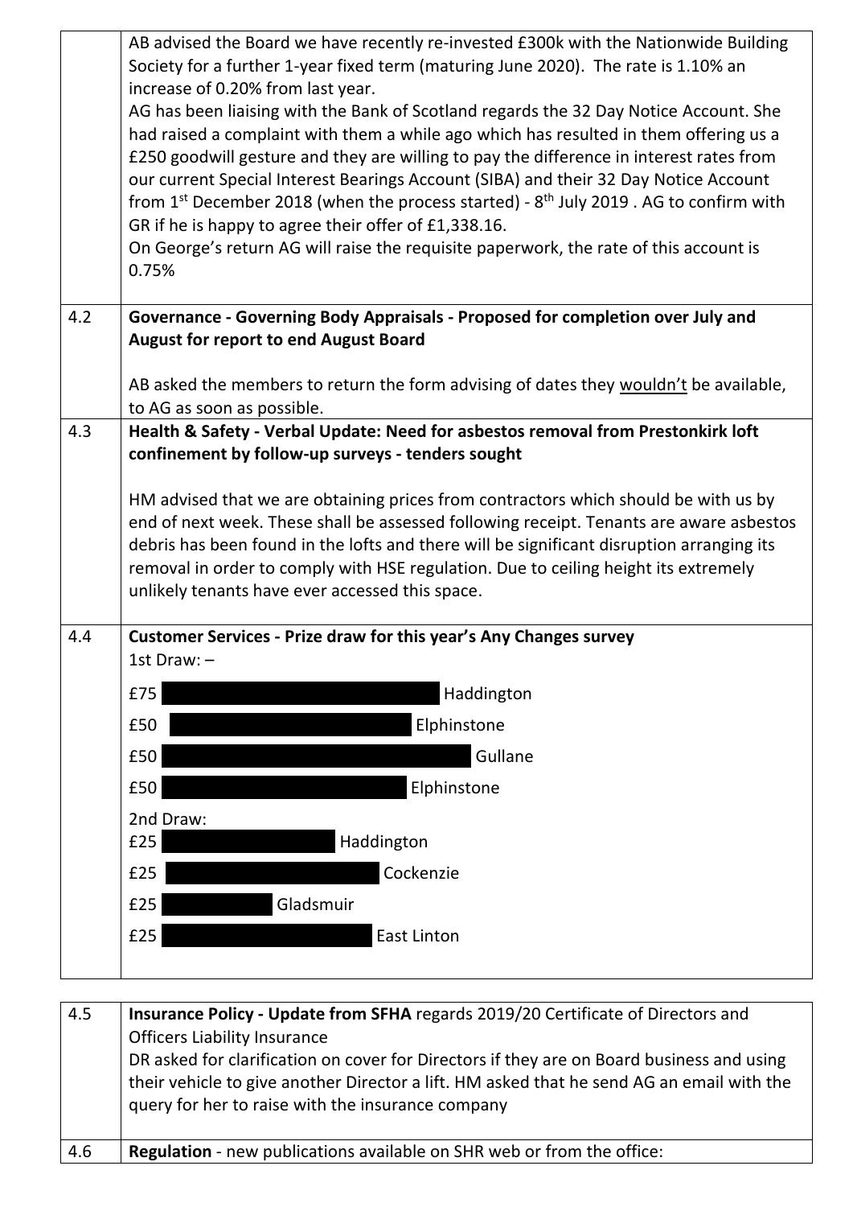| | |
|---|---|
| | AB advised the Board we have recently re-invested £300k with the Nationwide Building Society for a further 1-year fixed term (maturing June 2020). The rate is 1.10% an increase of 0.20% from last year.<br>AG has been liaising with the Bank of Scotland regards the 32 Day Notice Account. She had raised a complaint with them a while ago which has resulted in them offering us a £250 goodwill gesture and they are willing to pay the difference in interest rates from our current Special Interest Bearings Account (SIBA) and their 32 Day Notice Account from 1st December 2018 (when the process started) - 8th July 2019 . AG to confirm with GR if he is happy to agree their offer of £1,338.16.<br>On George's return AG will raise the requisite paperwork, the rate of this account is 0.75% |
| 4.2 | **Governance - Governing Body Appraisals - Proposed for completion over July and August for report to end August Board**<br><br>AB asked the members to return the form advising of dates they <u>wouldn't</u> be available, to AG as soon as possible. |
| 4.3 | **Health & Safety - Verbal Update: Need for asbestos removal from Prestonkirk loft confinement by follow-up surveys - tenders sought**<br><br>HM advised that we are obtaining prices from contractors which should be with us by end of next week. These shall be assessed following receipt. Tenants are aware asbestos debris has been found in the lofts and there will be significant disruption arranging its removal in order to comply with HSE regulation. Due to ceiling height its extremely unlikely tenants have ever accessed this space. |
| 4.4 | **Customer Services - Prize draw for this year's Any Changes survey**<br>1st Draw: –<br>£75 [redacted] Haddington<br>£50 [redacted] Elphinstone<br>£50 [redacted] Gullane<br>£50 [redacted] Elphinstone<br>2nd Draw:<br>£25 [redacted] Haddington<br>£25 [redacted] Cockenzie<br>£25 [redacted] Gladsmuir<br>£25 [redacted] East Linton |

| | |
|---|---|
| 4.5 | **Insurance Policy - Update from SFHA** regards 2019/20 Certificate of Directors and Officers Liability Insurance<br>DR asked for clarification on cover for Directors if they are on Board business and using their vehicle to give another Director a lift. HM asked that he send AG an email with the query for her to raise with the insurance company |
| 4.6 | **Regulation** - new publications available on SHR web or from the office: |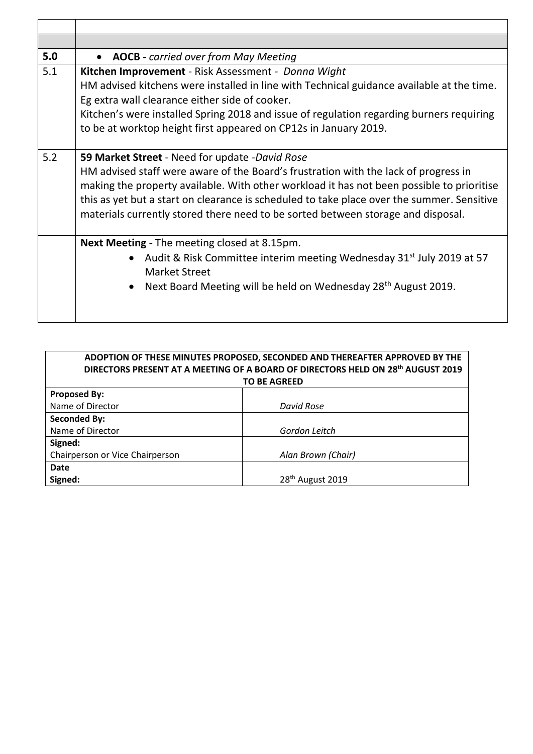| | |
|---|---|
| | |
| | |
| **5.0** | • **AOCB -** *carried over from May Meeting* |
| 5.1 | **Kitchen Improvement** - Risk Assessment - *Donna Wight*<br>HM advised kitchens were installed in line with Technical guidance available at the time. Eg extra wall clearance either side of cooker.<br>Kitchen's were installed Spring 2018 and issue of regulation regarding burners requiring to be at worktop height first appeared on CP12s in January 2019. |
| 5.2 | **59 Market Street** - Need for update -*David Rose*<br>HM advised staff were aware of the Board's frustration with the lack of progress in making the property available. With other workload it has not been possible to prioritise this as yet but a start on clearance is scheduled to take place over the summer. Sensitive materials currently stored there need to be sorted between storage and disposal. |
| | **Next Meeting -** The meeting closed at 8.15pm.<br>• Audit & Risk Committee interim meeting Wednesday 31st July 2019 at 57 Market Street<br>• Next Board Meeting will be held on Wednesday 28th August 2019. |

| **ADOPTION OF THESE MINUTES PROPOSED, SECONDED AND THEREAFTER APPROVED BY THE DIRECTORS PRESENT AT A MEETING OF A BOARD OF DIRECTORS HELD ON 28th AUGUST 2019 TO BE AGREED** | |
|---|---|
| **Proposed By:**<br>Name of Director | *David Rose* |
| **Seconded By:**<br>Name of Director | *Gordon Leitch* |
| **Signed:**<br>Chairperson or Vice Chairperson | *Alan Brown (Chair)* |
| **Date Signed:** | 28th August 2019 |